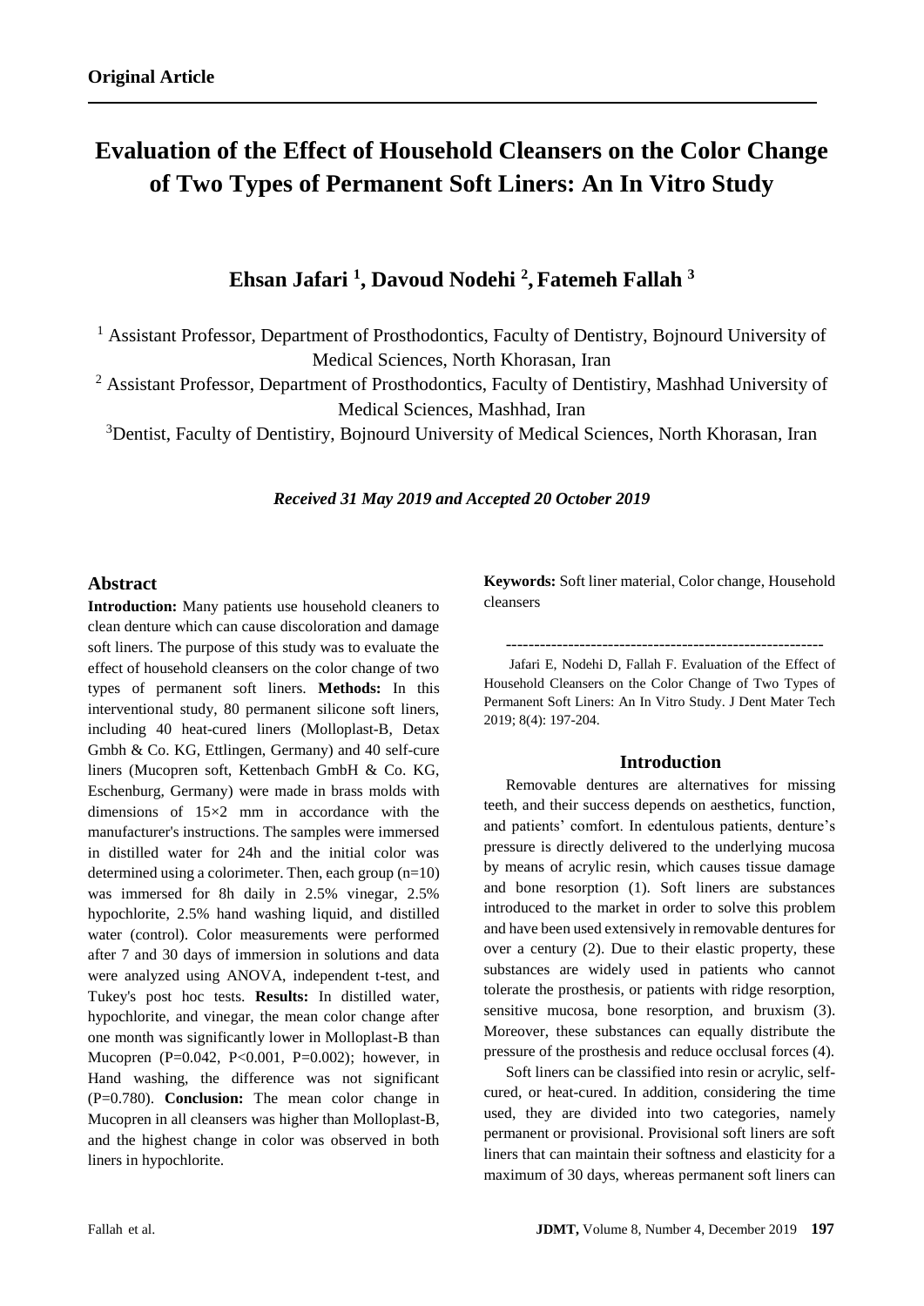**Original Article**

# Evaluation of the Effect of Household Cleansers on the Color Change of Two Types of Permanent Soft Liners: An In Vitro Study

## Ehsan Jafari [1], Davoud Nodehi [2], Fatemeh Fallah [3]

[1] Assistant Professor, Department of Prosthodontics, Faculty of Dentistry, Bojnourd University of Medical Sciences, North Khorasan, Iran

[2] Assistant Professor, Department of Prosthodontics, Faculty of Dentistiry, Mashhad University of Medical Sciences, Mashhad, Iran

[3] Dentist, Faculty of Dentistiry, Bojnourd University of Medical Sciences, North Khorasan, Iran

*Received 31 May 2019 and Accepted 20 October 2019*

## Abstract

**Introduction:** Many patients use household cleaners to clean denture which can cause discoloration and damage soft liners. The purpose of this study was to evaluate the effect of household cleansers on the color change of two types of permanent soft liners. **Methods:** In this interventional study, 80 permanent silicone soft liners, including 40 heat-cured liners (Molloplast-B, Detax Gmbh & Co. KG, Ettlingen, Germany) and 40 self-cure liners (Mucopren soft, Kettenbach GmbH & Co. KG, Eschenburg, Germany) were made in brass molds with dimensions of 15×2 mm in accordance with the manufacturer's instructions. The samples were immersed in distilled water for 24h and the initial color was determined using a colorimeter. Then, each group (n=10) was immersed for 8h daily in 2.5% vinegar, 2.5% hypochlorite, 2.5% hand washing liquid, and distilled water (control). Color measurements were performed after 7 and 30 days of immersion in solutions and data were analyzed using ANOVA, independent t-test, and Tukey's post hoc tests. **Results:** In distilled water, hypochlorite, and vinegar, the mean color change after one month was significantly lower in Molloplast-B than Mucopren (P=0.042, P<0.001, P=0.002); however, in Hand washing, the difference was not significant (P=0.780). **Conclusion:** The mean color change in Mucopren in all cleansers was higher than Molloplast-B, and the highest change in color was observed in both liners in hypochlorite.

**Keywords:** Soft liner material, Color change, Household cleansers

---

Jafari E, Nodehi D, Fallah F. Evaluation of the Effect of Household Cleansers on the Color Change of Two Types of Permanent Soft Liners: An In Vitro Study. J Dent Mater Tech 2019; 8(4): 197-204.

## Introduction

Removable dentures are alternatives for missing teeth, and their success depends on aesthetics, function, and patients' comfort. In edentulous patients, denture's pressure is directly delivered to the underlying mucosa by means of acrylic resin, which causes tissue damage and bone resorption (1). Soft liners are substances introduced to the market in order to solve this problem and have been used extensively in removable dentures for over a century (2). Due to their elastic property, these substances are widely used in patients who cannot tolerate the prosthesis, or patients with ridge resorption, sensitive mucosa, bone resorption, and bruxism (3). Moreover, these substances can equally distribute the pressure of the prosthesis and reduce occlusal forces (4).

Soft liners can be classified into resin or acrylic, self-cured, or heat-cured. In addition, considering the time used, they are divided into two categories, namely permanent or provisional. Provisional soft liners are soft liners that can maintain their softness and elasticity for a maximum of 30 days, whereas permanent soft liners can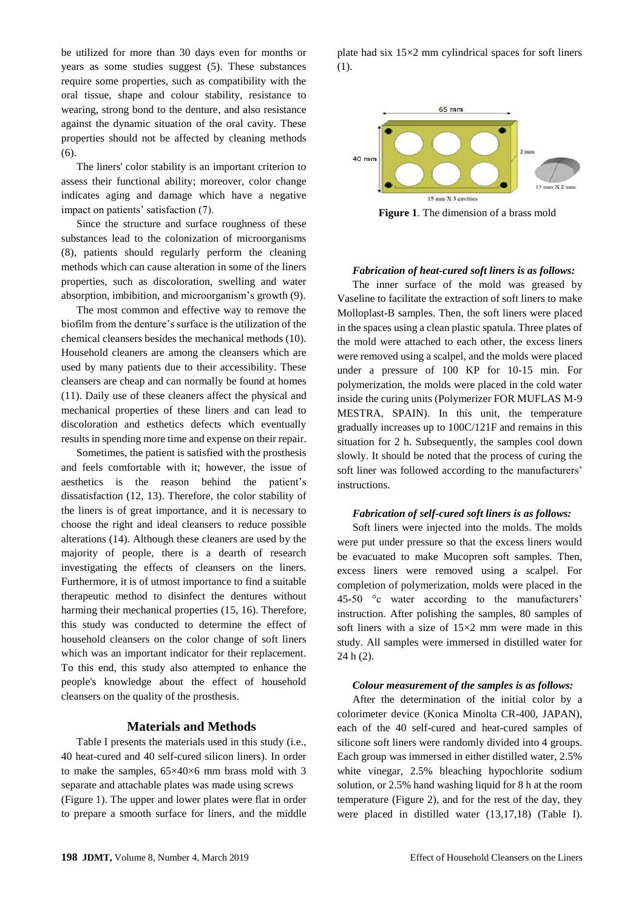be utilized for more than 30 days even for months or years as some studies suggest (5). These substances require some properties, such as compatibility with the oral tissue, shape and colour stability, resistance to wearing, strong bond to the denture, and also resistance against the dynamic situation of the oral cavity. These properties should not be affected by cleaning methods (6).

The liners' color stability is an important criterion to assess their functional ability; moreover, color change indicates aging and damage which have a negative impact on patients' satisfaction (7).

Since the structure and surface roughness of these substances lead to the colonization of microorganisms (8), patients should regularly perform the cleaning methods which can cause alteration in some of the liners properties, such as discoloration, swelling and water absorption, imbibition, and microorganism's growth (9).

The most common and effective way to remove the biofilm from the denture's surface is the utilization of the chemical cleansers besides the mechanical methods (10). Household cleaners are among the cleansers which are used by many patients due to their accessibility. These cleansers are cheap and can normally be found at homes (11). Daily use of these cleaners affect the physical and mechanical properties of these liners and can lead to discoloration and esthetics defects which eventually results in spending more time and expense on their repair.

Sometimes, the patient is satisfied with the prosthesis and feels comfortable with it; however, the issue of aesthetics is the reason behind the patient's dissatisfaction (12, 13). Therefore, the color stability of the liners is of great importance, and it is necessary to choose the right and ideal cleansers to reduce possible alterations (14). Although these cleaners are used by the majority of people, there is a dearth of research investigating the effects of cleansers on the liners. Furthermore, it is of utmost importance to find a suitable therapeutic method to disinfect the dentures without harming their mechanical properties (15, 16). Therefore, this study was conducted to determine the effect of household cleansers on the color change of soft liners which was an important indicator for their replacement. To this end, this study also attempted to enhance the people's knowledge about the effect of household cleansers on the quality of the prosthesis.

## Materials and Methods

Table I presents the materials used in this study (i.e., 40 heat-cured and 40 self-cured silicon liners). In order to make the samples, 65×40×6 mm brass mold with 3 separate and attachable plates was made using screws (Figure 1). The upper and lower plates were flat in order to prepare a smooth surface for liners, and the middle plate had six 15×2 mm cylindrical spaces for soft liners (1).

**Figure 1**. The dimension of a brass mold

***Fabrication of heat-cured soft liners is as follows:***

The inner surface of the mold was greased by Vaseline to facilitate the extraction of soft liners to make Molloplast-B samples. Then, the soft liners were placed in the spaces using a clean plastic spatula. Three plates of the mold were attached to each other, the excess liners were removed using a scalpel, and the molds were placed under a pressure of 100 KP for 10-15 min. For polymerization, the molds were placed in the cold water inside the curing units (Polymerizer FOR MUFLAS M-9 MESTRA, SPAIN). In this unit, the temperature gradually increases up to 100C/121F and remains in this situation for 2 h. Subsequently, the samples cool down slowly. It should be noted that the process of curing the soft liner was followed according to the manufacturers' instructions.

***Fabrication of self-cured soft liners is as follows:***

Soft liners were injected into the molds. The molds were put under pressure so that the excess liners would be evacuated to make Mucopren soft samples. Then, excess liners were removed using a scalpel. For completion of polymerization, molds were placed in the 45-50 °c water according to the manufacturers' instruction. After polishing the samples, 80 samples of soft liners with a size of 15×2 mm were made in this study. All samples were immersed in distilled water for 24 h (2).

***Colour measurement of the samples is as follows:***

After the determination of the initial color by a colorimeter device (Konica Minolta CR-400, JAPAN), each of the 40 self-cured and heat-cured samples of silicone soft liners were randomly divided into 4 groups. Each group was immersed in either distilled water, 2.5% white vinegar, 2.5% bleaching hypochlorite sodium solution, or 2.5% hand washing liquid for 8 h at the room temperature (Figure 2), and for the rest of the day, they were placed in distilled water (13,17,18) (Table I).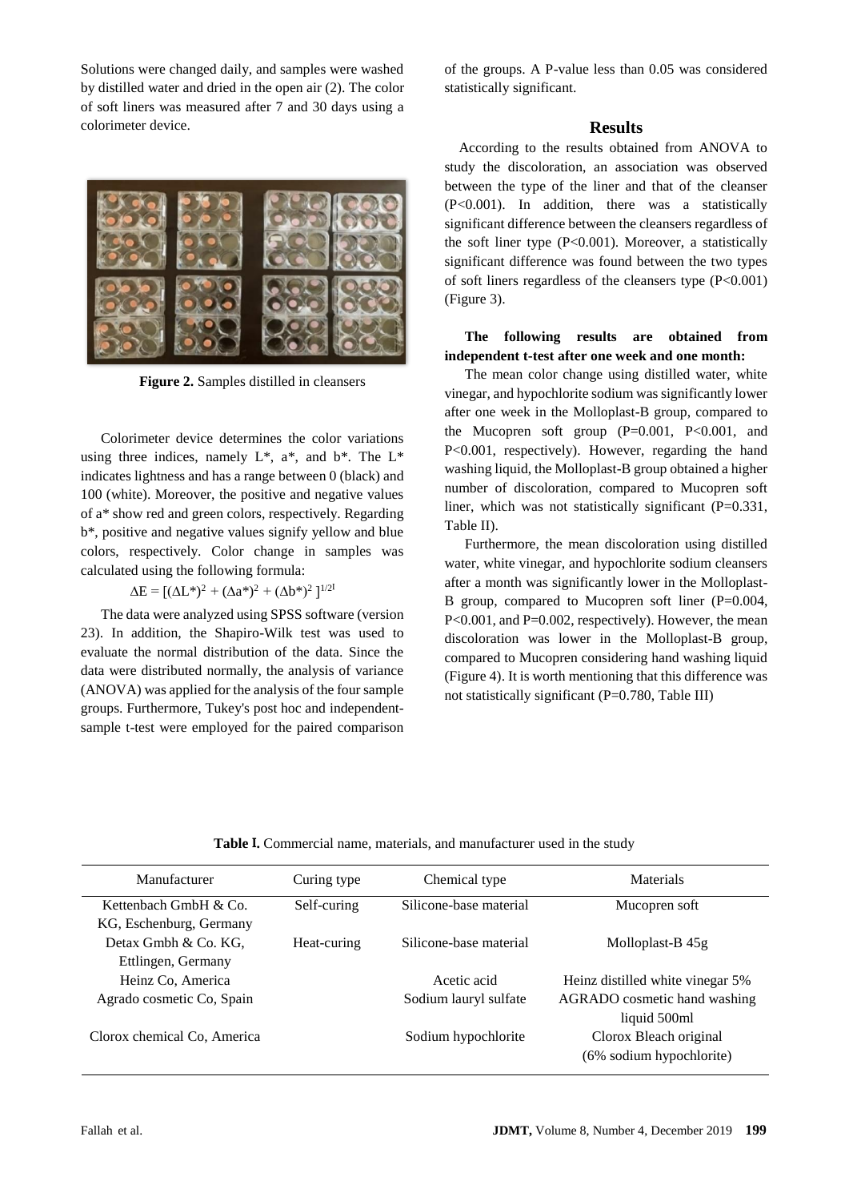Solutions were changed daily, and samples were washed by distilled water and dried in the open air (2). The color of soft liners was measured after 7 and 30 days using a colorimeter device.

**Figure 2.** Samples distilled in cleansers

Colorimeter device determines the color variations using three indices, namely L*, a*, and b*. The L* indicates lightness and has a range between 0 (black) and 100 (white). Moreover, the positive and negative values of a* show red and green colors, respectively. Regarding b*, positive and negative values signify yellow and blue colors, respectively. Color change in samples was calculated using the following formula:

$$\Delta E = [(\Delta L^*)^2 + (\Delta a^*)^2 + (\Delta b^*)^2]^{1/2I}$$

The data were analyzed using SPSS software (version 23). In addition, the Shapiro-Wilk test was used to evaluate the normal distribution of the data. Since the data were distributed normally, the analysis of variance (ANOVA) was applied for the analysis of the four sample groups. Furthermore, Tukey's post hoc and independent-sample t-test were employed for the paired comparison of the groups. A P-value less than 0.05 was considered statistically significant.

## Results

According to the results obtained from ANOVA to study the discoloration, an association was observed between the type of the liner and that of the cleanser ($P<0.001$). In addition, there was a statistically significant difference between the cleansers regardless of the soft liner type ($P<0.001$). Moreover, a statistically significant difference was found between the two types of soft liners regardless of the cleansers type ($P<0.001$) (Figure 3).

**The following results are obtained from independent t-test after one week and one month:**

The mean color change using distilled water, white vinegar, and hypochlorite sodium was significantly lower after one week in the Molloplast-B group, compared to the Mucopren soft group ($P=0.001$, $P<0.001$, and $P<0.001$, respectively). However, regarding the hand washing liquid, the Molloplast-B group obtained a higher number of discoloration, compared to Mucopren soft liner, which was not statistically significant ($P=0.331$, Table II).

Furthermore, the mean discoloration using distilled water, white vinegar, and hypochlorite sodium cleansers after a month was significantly lower in the Molloplast-B group, compared to Mucopren soft liner ($P=0.004$, $P<0.001$, and $P=0.002$, respectively). However, the mean discoloration was lower in the Molloplast-B group, compared to Mucopren considering hand washing liquid (Figure 4). It is worth mentioning that this difference was not statistically significant ($P=0.780$, Table III)

**Table I.** Commercial name, materials, and manufacturer used in the study

| Manufacturer | Curing type | Chemical type | Materials |
|---|---|---|---|
| Kettenbach GmbH & Co. KG, Eschenburg, Germany | Self-curing | Silicone-base material | Mucopren soft |
| Detax Gmbh & Co. KG, Ettlingen, Germany | Heat-curing | Silicone-base material | Molloplast-B 45g |
| Heinz Co, America | | Acetic acid | Heinz distilled white vinegar 5% |
| Agrado cosmetic Co, Spain | | Sodium lauryl sulfate | AGRADO cosmetic hand washing liquid 500ml |
| Clorox chemical Co, America | | Sodium hypochlorite | Clorox Bleach original (6% sodium hypochlorite) |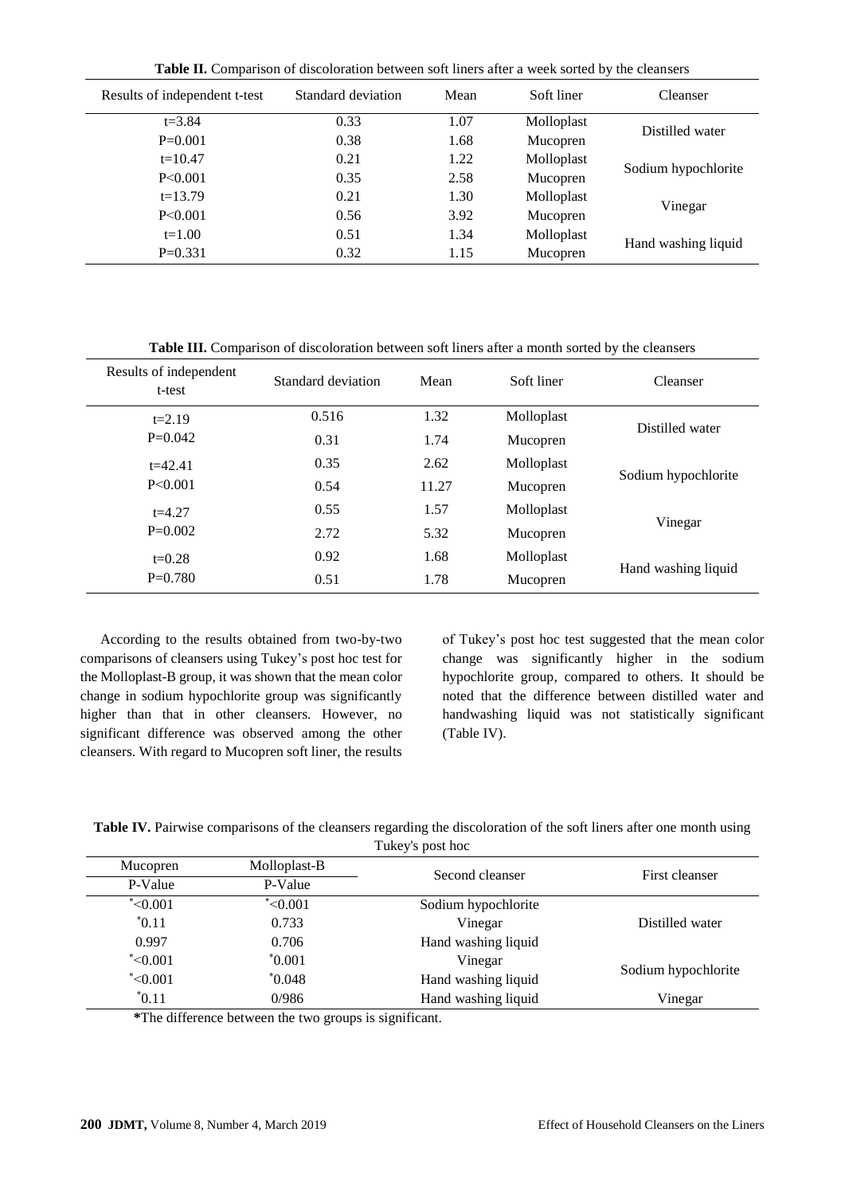**Table II.** Comparison of discoloration between soft liners after a week sorted by the cleansers

| Results of independent t-test | Standard deviation | Mean | Soft liner | Cleanser |
|---|---|---|---|---|
| t=3.84 | 0.33 | 1.07 | Molloplast | Distilled water |
| P=0.001 | 0.38 | 1.68 | Mucopren | |
| t=10.47 | 0.21 | 1.22 | Molloplast | Sodium hypochlorite |
| P<0.001 | 0.35 | 2.58 | Mucopren | |
| t=13.79 | 0.21 | 1.30 | Molloplast | Vinegar |
| P<0.001 | 0.56 | 3.92 | Mucopren | |
| t=1.00 | 0.51 | 1.34 | Molloplast | Hand washing liquid |
| P=0.331 | 0.32 | 1.15 | Mucopren | |

**Table III.** Comparison of discoloration between soft liners after a month sorted by the cleansers

| Results of independent t-test | Standard deviation | Mean | Soft liner | Cleanser |
|---|---|---|---|---|
| t=2.19 | 0.516 | 1.32 | Molloplast | Distilled water |
| P=0.042 | 0.31 | 1.74 | Mucopren | |
| t=42.41 | 0.35 | 2.62 | Molloplast | Sodium hypochlorite |
| P<0.001 | 0.54 | 11.27 | Mucopren | |
| t=4.27 | 0.55 | 1.57 | Molloplast | Vinegar |
| P=0.002 | 2.72 | 5.32 | Mucopren | |
| t=0.28 | 0.92 | 1.68 | Molloplast | Hand washing liquid |
| P=0.780 | 0.51 | 1.78 | Mucopren | |

According to the results obtained from two-by-two comparisons of cleansers using Tukey's post hoc test for the Molloplast-B group, it was shown that the mean color change in sodium hypochlorite group was significantly higher than that in other cleansers. However, no significant difference was observed among the other cleansers. With regard to Mucopren soft liner, the results of Tukey's post hoc test suggested that the mean color change was significantly higher in the sodium hypochlorite group, compared to others. It should be noted that the difference between distilled water and handwashing liquid was not statistically significant (Table IV).

**Table IV.** Pairwise comparisons of the cleansers regarding the discoloration of the soft liners after one month using Tukey's post hoc

| Mucopren | Molloplast-B | Second cleanser | First cleanser |
|---|---|---|---|
| P-Value | P-Value | | |
| *<0.001 | *<0.001 | Sodium hypochlorite | Distilled water |
| *0.11 | 0.733 | Vinegar | |
| 0.997 | 0.706 | Hand washing liquid | |
| *<0.001 | *0.001 | Vinegar | Sodium hypochlorite |
| *<0.001 | *0.048 | Hand washing liquid | |
| *0.11 | 0/986 | Hand washing liquid | Vinegar |

**\***The difference between the two groups is significant.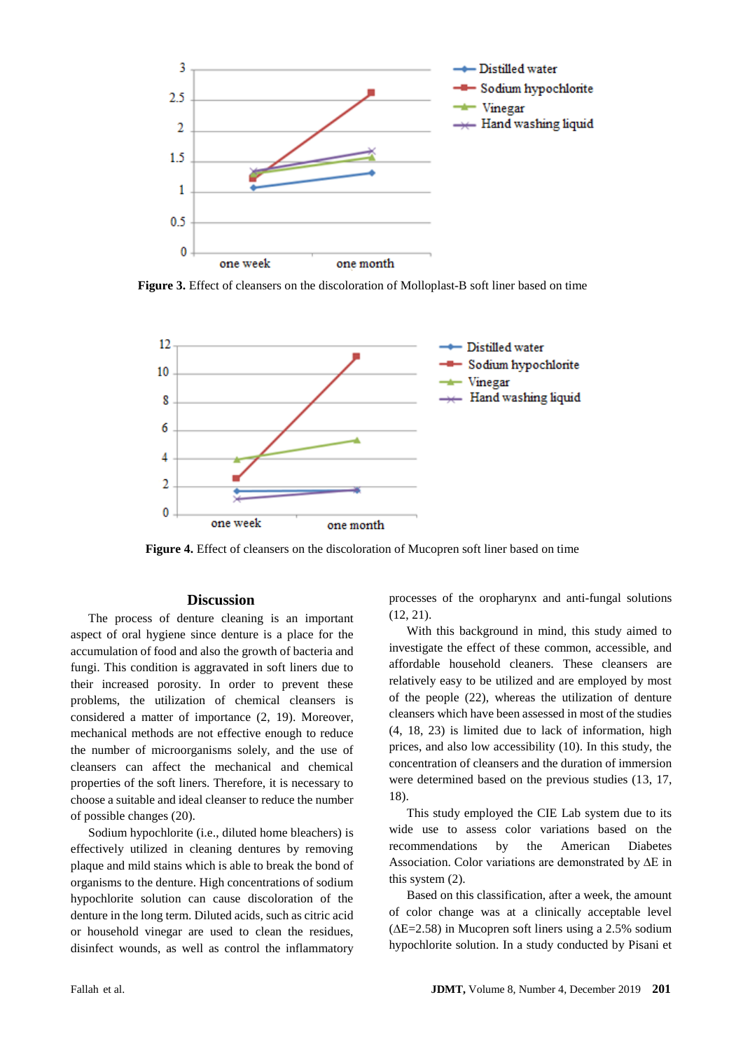Figure 3. Effect of cleansers on the discoloration of Molloplast-B soft liner based on time

Figure 4. Effect of cleansers on the discoloration of Mucopren soft liner based on time

## Discussion

The process of denture cleaning is an important aspect of oral hygiene since denture is a place for the accumulation of food and also the growth of bacteria and fungi. This condition is aggravated in soft liners due to their increased porosity. In order to prevent these problems, the utilization of chemical cleansers is considered a matter of importance (2, 19). Moreover, mechanical methods are not effective enough to reduce the number of microorganisms solely, and the use of cleansers can affect the mechanical and chemical properties of the soft liners. Therefore, it is necessary to choose a suitable and ideal cleanser to reduce the number of possible changes (20).

Sodium hypochlorite (i.e., diluted home bleachers) is effectively utilized in cleaning dentures by removing plaque and mild stains which is able to break the bond of organisms to the denture. High concentrations of sodium hypochlorite solution can cause discoloration of the denture in the long term. Diluted acids, such as citric acid or household vinegar are used to clean the residues, disinfect wounds, as well as control the inflammatory processes of the oropharynx and anti-fungal solutions (12, 21).

With this background in mind, this study aimed to investigate the effect of these common, accessible, and affordable household cleaners. These cleansers are relatively easy to be utilized and are employed by most of the people (22), whereas the utilization of denture cleansers which have been assessed in most of the studies (4, 18, 23) is limited due to lack of information, high prices, and also low accessibility (10). In this study, the concentration of cleansers and the duration of immersion were determined based on the previous studies (13, 17, 18).

This study employed the CIE Lab system due to its wide use to assess color variations based on the recommendations by the American Diabetes Association. Color variations are demonstrated by ΔE in this system (2).

Based on this classification, after a week, the amount of color change was at a clinically acceptable level (ΔE=2.58) in Mucopren soft liners using a 2.5% sodium hypochlorite solution. In a study conducted by Pisani et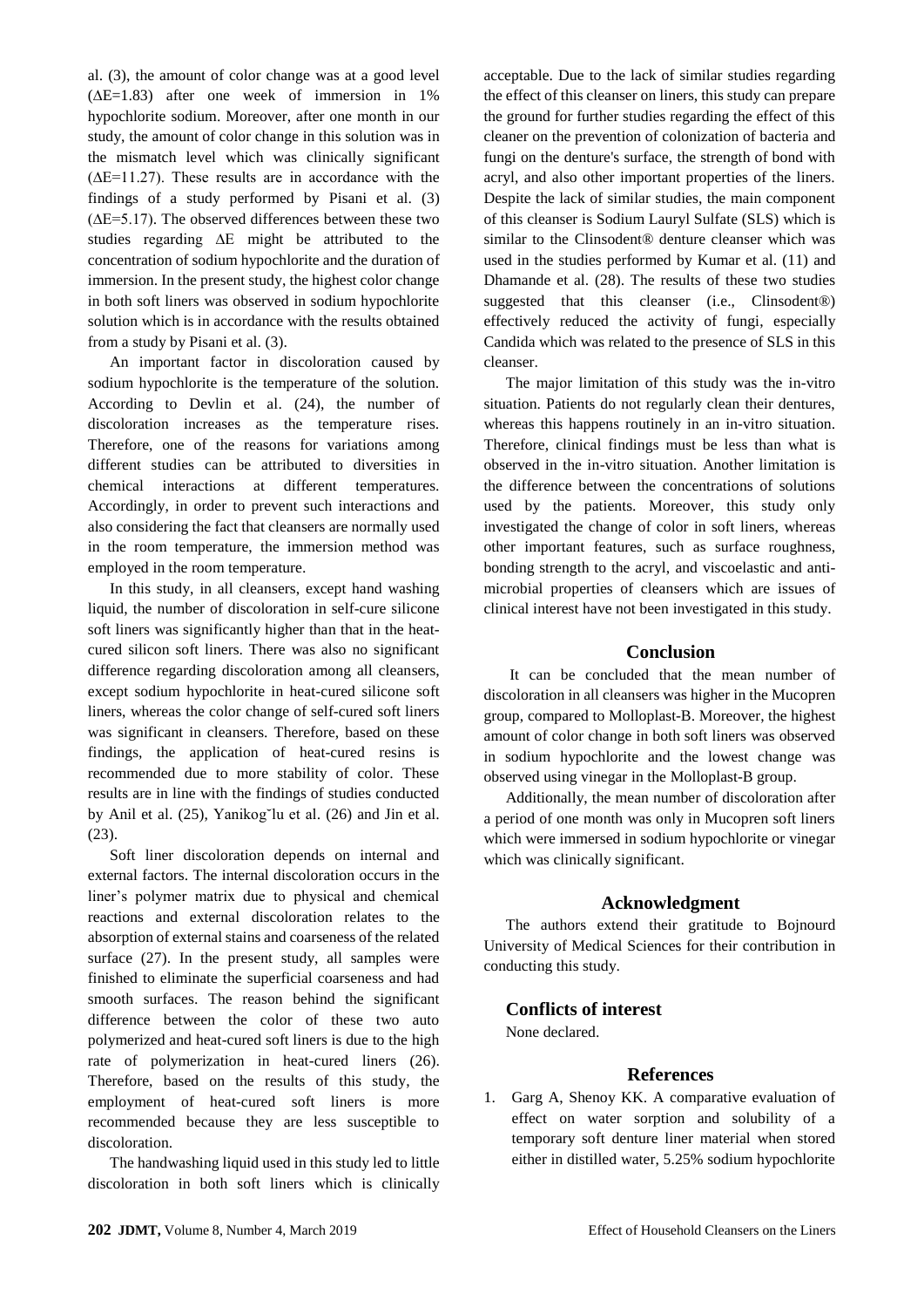al. (3), the amount of color change was at a good level ($\Delta E$=1.83) after one week of immersion in 1% hypochlorite sodium. Moreover, after one month in our study, the amount of color change in this solution was in the mismatch level which was clinically significant ($\Delta E$=11.27). These results are in accordance with the findings of a study performed by Pisani et al. (3) ($\Delta E$=5.17). The observed differences between these two studies regarding $\Delta E$ might be attributed to the concentration of sodium hypochlorite and the duration of immersion. In the present study, the highest color change in both soft liners was observed in sodium hypochlorite solution which is in accordance with the results obtained from a study by Pisani et al. (3).

An important factor in discoloration caused by sodium hypochlorite is the temperature of the solution. According to Devlin et al. (24), the number of discoloration increases as the temperature rises. Therefore, one of the reasons for variations among different studies can be attributed to diversities in chemical interactions at different temperatures. Accordingly, in order to prevent such interactions and also considering the fact that cleansers are normally used in the room temperature, the immersion method was employed in the room temperature.

In this study, in all cleansers, except hand washing liquid, the number of discoloration in self-cure silicone soft liners was significantly higher than that in the heat-cured silicon soft liners. There was also no significant difference regarding discoloration among all cleansers, except sodium hypochlorite in heat-cured silicone soft liners, whereas the color change of self-cured soft liners was significant in cleansers. Therefore, based on these findings, the application of heat-cured resins is recommended due to more stability of color. These results are in line with the findings of studies conducted by Anil et al. (25), Yanikog˘lu et al. (26) and Jin et al. (23).

Soft liner discoloration depends on internal and external factors. The internal discoloration occurs in the liner's polymer matrix due to physical and chemical reactions and external discoloration relates to the absorption of external stains and coarseness of the related surface (27). In the present study, all samples were finished to eliminate the superficial coarseness and had smooth surfaces. The reason behind the significant difference between the color of these two auto polymerized and heat-cured soft liners is due to the high rate of polymerization in heat-cured liners (26). Therefore, based on the results of this study, the employment of heat-cured soft liners is more recommended because they are less susceptible to discoloration.

The handwashing liquid used in this study led to little discoloration in both soft liners which is clinically acceptable. Due to the lack of similar studies regarding the effect of this cleanser on liners, this study can prepare the ground for further studies regarding the effect of this cleaner on the prevention of colonization of bacteria and fungi on the denture's surface, the strength of bond with acryl, and also other important properties of the liners. Despite the lack of similar studies, the main component of this cleanser is Sodium Lauryl Sulfate (SLS) which is similar to the Clinsodent® denture cleanser which was used in the studies performed by Kumar et al. (11) and Dhamande et al. (28). The results of these two studies suggested that this cleanser (i.e., Clinsodent®) effectively reduced the activity of fungi, especially Candida which was related to the presence of SLS in this cleanser.

The major limitation of this study was the in-vitro situation. Patients do not regularly clean their dentures, whereas this happens routinely in an in-vitro situation. Therefore, clinical findings must be less than what is observed in the in-vitro situation. Another limitation is the difference between the concentrations of solutions used by the patients. Moreover, this study only investigated the change of color in soft liners, whereas other important features, such as surface roughness, bonding strength to the acryl, and viscoelastic and anti-microbial properties of cleansers which are issues of clinical interest have not been investigated in this study.

## Conclusion

It can be concluded that the mean number of discoloration in all cleansers was higher in the Mucopren group, compared to Molloplast-B. Moreover, the highest amount of color change in both soft liners was observed in sodium hypochlorite and the lowest change was observed using vinegar in the Molloplast-B group.

Additionally, the mean number of discoloration after a period of one month was only in Mucopren soft liners which were immersed in sodium hypochlorite or vinegar which was clinically significant.

## Acknowledgment

The authors extend their gratitude to Bojnourd University of Medical Sciences for their contribution in conducting this study.

## Conflicts of interest

None declared.

## References

1. Garg A, Shenoy KK. A comparative evaluation of effect on water sorption and solubility of a temporary soft denture liner material when stored either in distilled water, 5.25% sodium hypochlorite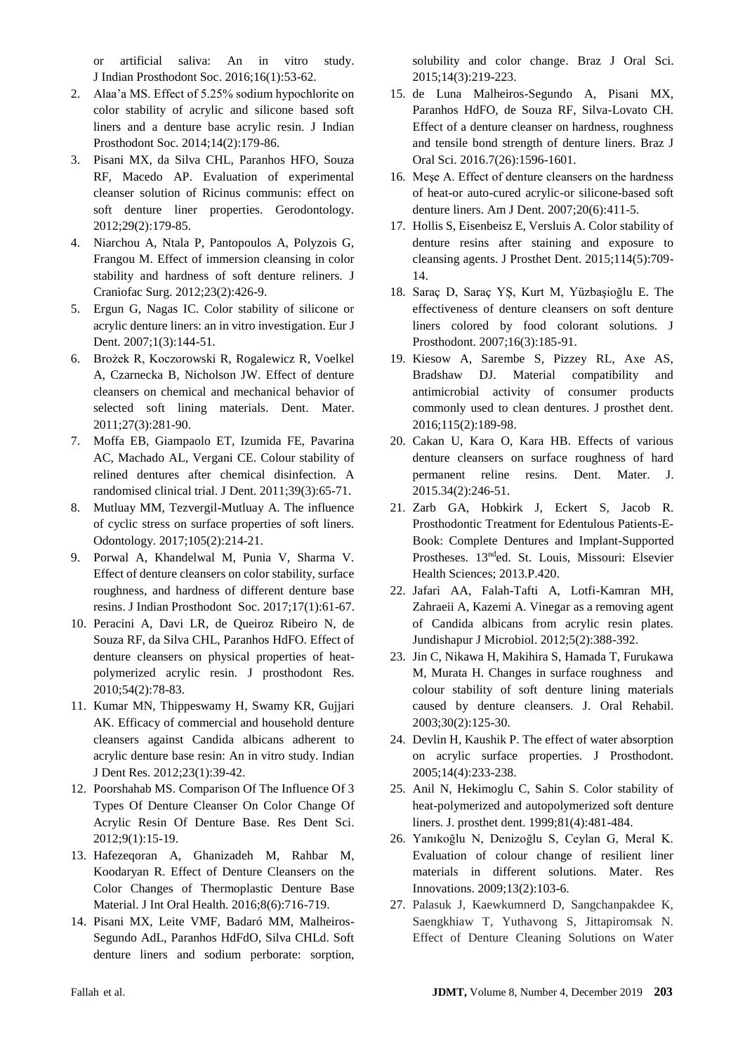or artificial saliva: An in vitro study. J Indian Prosthodont Soc. 2016;16(1):53-62.

2. Alaa'a MS. Effect of 5.25% sodium hypochlorite on color stability of acrylic and silicone based soft liners and a denture base acrylic resin. J Indian Prosthodont Soc. 2014;14(2):179-86.
3. Pisani MX, da Silva CHL, Paranhos HFO, Souza RF, Macedo AP. Evaluation of experimental cleanser solution of Ricinus communis: effect on soft denture liner properties. Gerodontology. 2012;29(2):179-85.
4. Niarchou A, Ntala P, Pantopoulos A, Polyzois G, Frangou M. Effect of immersion cleansing in color stability and hardness of soft denture reliners. J Craniofac Surg. 2012;23(2):426-9.
5. Ergun G, Nagas IC. Color stability of silicone or acrylic denture liners: an in vitro investigation. Eur J Dent. 2007;1(3):144-51.
6. Brożek R, Koczorowski R, Rogalewicz R, Voelkel A, Czarnecka B, Nicholson JW. Effect of denture cleansers on chemical and mechanical behavior of selected soft lining materials. Dent. Mater. 2011;27(3):281-90.
7. Moffa EB, Giampaolo ET, Izumida FE, Pavarina AC, Machado AL, Vergani CE. Colour stability of relined dentures after chemical disinfection. A randomised clinical trial. J Dent. 2011;39(3):65-71.
8. Mutluay MM, Tezvergil-Mutluay A. The influence of cyclic stress on surface properties of soft liners. Odontology. 2017;105(2):214-21.
9. Porwal A, Khandelwal M, Punia V, Sharma V. Effect of denture cleansers on color stability, surface roughness, and hardness of different denture base resins. J Indian Prosthodont Soc. 2017;17(1):61-67.
10. Peracini A, Davi LR, de Queiroz Ribeiro N, de Souza RF, da Silva CHL, Paranhos HdFO. Effect of denture cleansers on physical properties of heat-polymerized acrylic resin. J prosthodont Res. 2010;54(2):78-83.
11. Kumar MN, Thippeswamy H, Swamy KR, Gujjari AK. Efficacy of commercial and household denture cleansers against Candida albicans adherent to acrylic denture base resin: An in vitro study. Indian J Dent Res. 2012;23(1):39-42.
12. Poorshahab MS. Comparison Of The Influence Of 3 Types Of Denture Cleanser On Color Change Of Acrylic Resin Of Denture Base. Res Dent Sci. 2012;9(1):15-19.
13. Hafezeqoran A, Ghanizadeh M, Rahbar M, Koodaryan R. Effect of Denture Cleansers on the Color Changes of Thermoplastic Denture Base Material. J Int Oral Health. 2016;8(6):716-719.
14. Pisani MX, Leite VMF, Badaró MM, Malheiros-Segundo AdL, Paranhos HdFdO, Silva CHLd. Soft denture liners and sodium perborate: sorption, solubility and color change. Braz J Oral Sci. 2015;14(3):219-223.
15. de Luna Malheiros-Segundo A, Pisani MX, Paranhos HdFO, de Souza RF, Silva-Lovato CH. Effect of a denture cleanser on hardness, roughness and tensile bond strength of denture liners. Braz J Oral Sci. 2016.7(26):1596-1601.
16. Meşe A. Effect of denture cleansers on the hardness of heat-or auto-cured acrylic-or silicone-based soft denture liners. Am J Dent. 2007;20(6):411-5.
17. Hollis S, Eisenbeisz E, Versluis A. Color stability of denture resins after staining and exposure to cleansing agents. J Prosthet Dent. 2015;114(5):709-14.
18. Saraç D, Saraç YŞ, Kurt M, Yüzbaşioğlu E. The effectiveness of denture cleansers on soft denture liners colored by food colorant solutions. J Prosthodont. 2007;16(3):185-91.
19. Kiesow A, Sarembe S, Pizzey RL, Axe AS, Bradshaw DJ. Material compatibility and antimicrobial activity of consumer products commonly used to clean dentures. J prosthet dent. 2016;115(2):189-98.
20. Cakan U, Kara O, Kara HB. Effects of various denture cleansers on surface roughness of hard permanent reline resins. Dent. Mater. J. 2015.34(2):246-51.
21. Zarb GA, Hobkirk J, Eckert S, Jacob R. Prosthodontic Treatment for Edentulous Patients-E-Book: Complete Dentures and Implant-Supported Prostheses. 13nded. St. Louis, Missouri: Elsevier Health Sciences; 2013.P.420.
22. Jafari AA, Falah-Tafti A, Lotfi-Kamran MH, Zahraeii A, Kazemi A. Vinegar as a removing agent of Candida albicans from acrylic resin plates. Jundishapur J Microbiol. 2012;5(2):388-392.
23. Jin C, Nikawa H, Makihira S, Hamada T, Furukawa M, Murata H. Changes in surface roughness and colour stability of soft denture lining materials caused by denture cleansers. J. Oral Rehabil. 2003;30(2):125-30.
24. Devlin H, Kaushik P. The effect of water absorption on acrylic surface properties. J Prosthodont. 2005;14(4):233-238.
25. Anil N, Hekimoglu C, Sahin S. Color stability of heat-polymerized and autopolymerized soft denture liners. J. prosthet dent. 1999;81(4):481-484.
26. Yanıkoğlu N, Denizoğlu S, Ceylan G, Meral K. Evaluation of colour change of resilient liner materials in different solutions. Mater. Res Innovations. 2009;13(2):103-6.
27. Palasuk J, Kaewkumnerd D, Sangchanpakdee K, Saengkhiaw T, Yuthavong S, Jittapiromsak N. Effect of Denture Cleaning Solutions on Water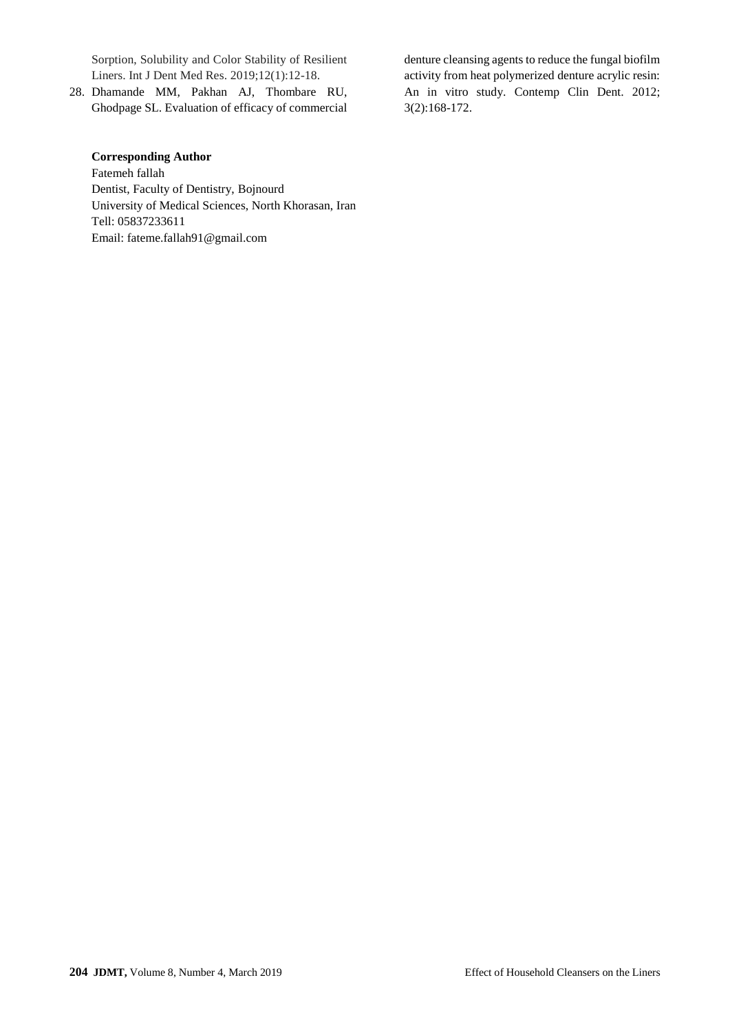Sorption, Solubility and Color Stability of Resilient Liners. Int J Dent Med Res. 2019;12(1):12-18.

28. Dhamande MM, Pakhan AJ, Thombare RU, Ghodpage SL. Evaluation of efficacy of commercial denture cleansing agents to reduce the fungal biofilm activity from heat polymerized denture acrylic resin: An in vitro study. Contemp Clin Dent. 2012; 3(2):168-172.

**Corresponding Author**

Fatemeh fallah
Dentist, Faculty of Dentistry, Bojnourd University of Medical Sciences, North Khorasan, Iran
Tell: 05837233611
Email: fateme.fallah91@gmail.com